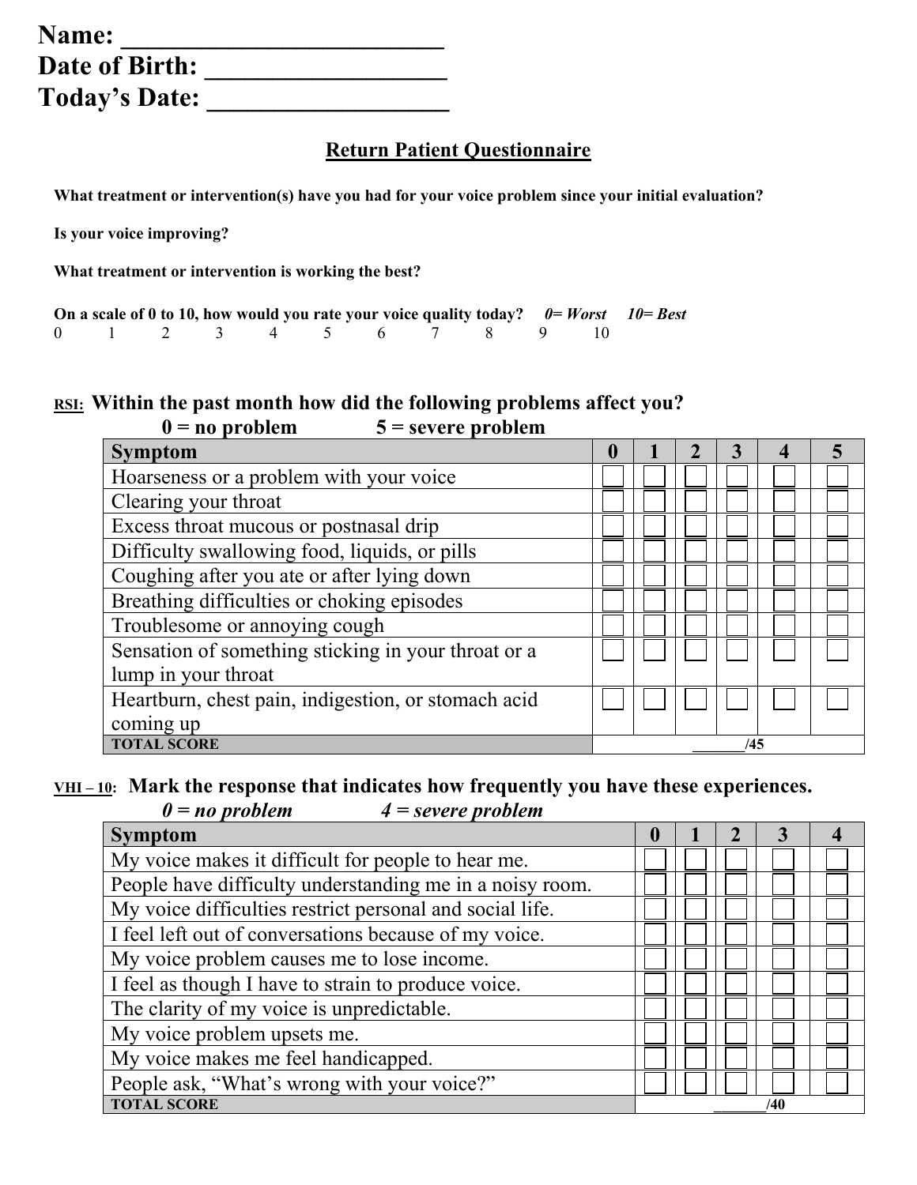**Name: \_\_\_\_\_\_\_\_\_\_\_\_\_\_\_\_\_\_\_\_\_\_\_\_\_**
**Date of Birth: \_\_\_\_\_\_\_\_\_\_\_\_\_\_\_\_\_\_\_**
**Today's Date: \_\_\_\_\_\_\_\_\_\_\_\_\_\_\_\_\_\_\_**

## Return Patient Questionnaire

**What treatment or intervention(s) have you had for your voice problem since your initial evaluation?**

**Is your voice improving?**

**What treatment or intervention is working the best?**

**On a scale of 0 to 10, how would you rate your voice quality today?** ***0= Worst 10= Best***

0 1 2 3 4 5 6 7 8 9 10

**RSI: Within the past month how did the following problems affect you?**
**0 = no problem 5 = severe problem**

| Symptom | 0 | 1 | 2 | 3 | 4 | 5 |
|---|---|---|---|---|---|---|
| Hoarseness or a problem with your voice | ☐ | ☐ | ☐ | ☐ | ☐ | ☐ |
| Clearing your throat | ☐ | ☐ | ☐ | ☐ | ☐ | ☐ |
| Excess throat mucous or postnasal drip | ☐ | ☐ | ☐ | ☐ | ☐ | ☐ |
| Difficulty swallowing food, liquids, or pills | ☐ | ☐ | ☐ | ☐ | ☐ | ☐ |
| Coughing after you ate or after lying down | ☐ | ☐ | ☐ | ☐ | ☐ | ☐ |
| Breathing difficulties or choking episodes | ☐ | ☐ | ☐ | ☐ | ☐ | ☐ |
| Troublesome or annoying cough | ☐ | ☐ | ☐ | ☐ | ☐ | ☐ |
| Sensation of something sticking in your throat or a lump in your throat | ☐ | ☐ | ☐ | ☐ | ☐ | ☐ |
| Heartburn, chest pain, indigestion, or stomach acid coming up | ☐ | ☐ | ☐ | ☐ | ☐ | ☐ |
| **TOTAL SCORE** | \_\_\_\_\_\_\_/45 | | | | | |

**VHI – 10: Mark the response that indicates how frequently you have these experiences.**
***0 = no problem 4 = severe problem***

| Symptom | 0 | 1 | 2 | 3 | 4 |
|---|---|---|---|---|---|
| My voice makes it difficult for people to hear me. | ☐ | ☐ | ☐ | ☐ | ☐ |
| People have difficulty understanding me in a noisy room. | ☐ | ☐ | ☐ | ☐ | ☐ |
| My voice difficulties restrict personal and social life. | ☐ | ☐ | ☐ | ☐ | ☐ |
| I feel left out of conversations because of my voice. | ☐ | ☐ | ☐ | ☐ | ☐ |
| My voice problem causes me to lose income. | ☐ | ☐ | ☐ | ☐ | ☐ |
| I feel as though I have to strain to produce voice. | ☐ | ☐ | ☐ | ☐ | ☐ |
| The clarity of my voice is unpredictable. | ☐ | ☐ | ☐ | ☐ | ☐ |
| My voice problem upsets me. | ☐ | ☐ | ☐ | ☐ | ☐ |
| My voice makes me feel handicapped. | ☐ | ☐ | ☐ | ☐ | ☐ |
| People ask, "What's wrong with your voice?" | ☐ | ☐ | ☐ | ☐ | ☐ |
| **TOTAL SCORE** | \_\_\_\_\_\_\_/40 | | | | |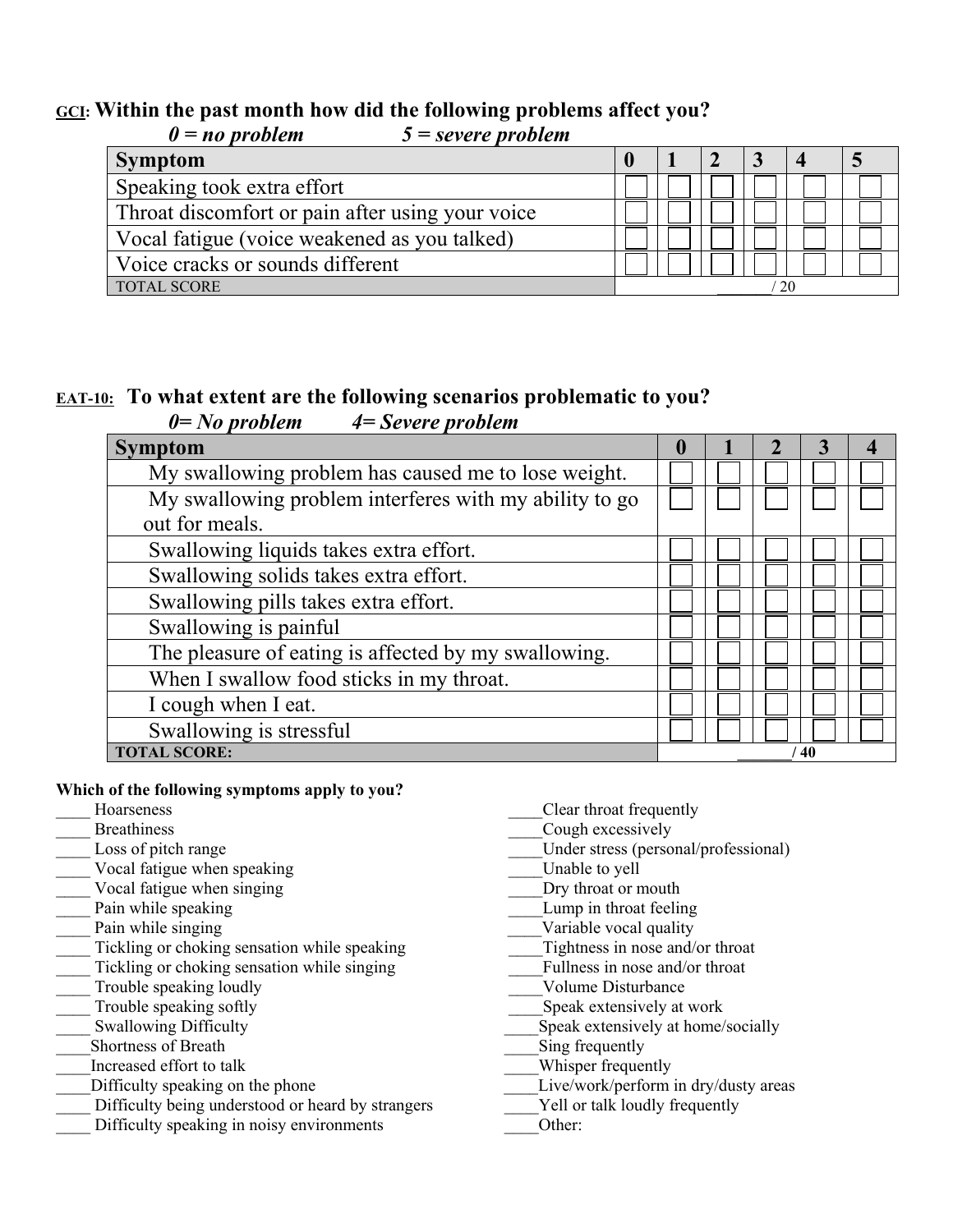**GCI:** **Within the past month how did the following problems affect you?**

*0 = no problem 5 = severe problem*

| Symptom | 0 | 1 | 2 | 3 | 4 | 5 |
|---|---|---|---|---|---|---|
| Speaking took extra effort | ☐ | ☐ | ☐ | ☐ | ☐ | ☐ |
| Throat discomfort or pain after using your voice | ☐ | ☐ | ☐ | ☐ | ☐ | ☐ |
| Vocal fatigue (voice weakened as you talked) | ☐ | ☐ | ☐ | ☐ | ☐ | ☐ |
| Voice cracks or sounds different | ☐ | ☐ | ☐ | ☐ | ☐ | ☐ |
| TOTAL SCORE | ______ / 20 | | | | | |

**EAT-10:** **To what extent are the following scenarios problematic to you?**

*0= No problem 4= Severe problem*

| Symptom | 0 | 1 | 2 | 3 | 4 |
|---|---|---|---|---|---|
| My swallowing problem has caused me to lose weight. | ☐ | ☐ | ☐ | ☐ | ☐ |
| My swallowing problem interferes with my ability to go out for meals. | ☐ | ☐ | ☐ | ☐ | ☐ |
| Swallowing liquids takes extra effort. | ☐ | ☐ | ☐ | ☐ | ☐ |
| Swallowing solids takes extra effort. | ☐ | ☐ | ☐ | ☐ | ☐ |
| Swallowing pills takes extra effort. | ☐ | ☐ | ☐ | ☐ | ☐ |
| Swallowing is painful | ☐ | ☐ | ☐ | ☐ | ☐ |
| The pleasure of eating is affected by my swallowing. | ☐ | ☐ | ☐ | ☐ | ☐ |
| When I swallow food sticks in my throat. | ☐ | ☐ | ☐ | ☐ | ☐ |
| I cough when I eat. | ☐ | ☐ | ☐ | ☐ | ☐ |
| Swallowing is stressful | ☐ | ☐ | ☐ | ☐ | ☐ |
| **TOTAL SCORE:** | _______/ 40 | | | | |

**Which of the following symptoms apply to you?**

____ Hoarseness
____ Breathiness
____ Loss of pitch range
____ Vocal fatigue when speaking
____ Vocal fatigue when singing
____ Pain while speaking
____ Pain while singing
____ Tickling or choking sensation while speaking
____ Tickling or choking sensation while singing
____ Trouble speaking loudly
____ Trouble speaking softly
____ Swallowing Difficulty
____Shortness of Breath
____Increased effort to talk
____Difficulty speaking on the phone
____ Difficulty being understood or heard by strangers
____ Difficulty speaking in noisy environments
____Clear throat frequently
____Cough excessively
____Under stress (personal/professional)
____Unable to yell
____Dry throat or mouth
____Lump in throat feeling
____Variable vocal quality
____Tightness in nose and/or throat
____Fullness in nose and/or throat
____Volume Disturbance
____Speak extensively at work
____Speak extensively at home/socially
____Sing frequently
____Whisper frequently
____Live/work/perform in dry/dusty areas
____Yell or talk loudly frequently
____Other: